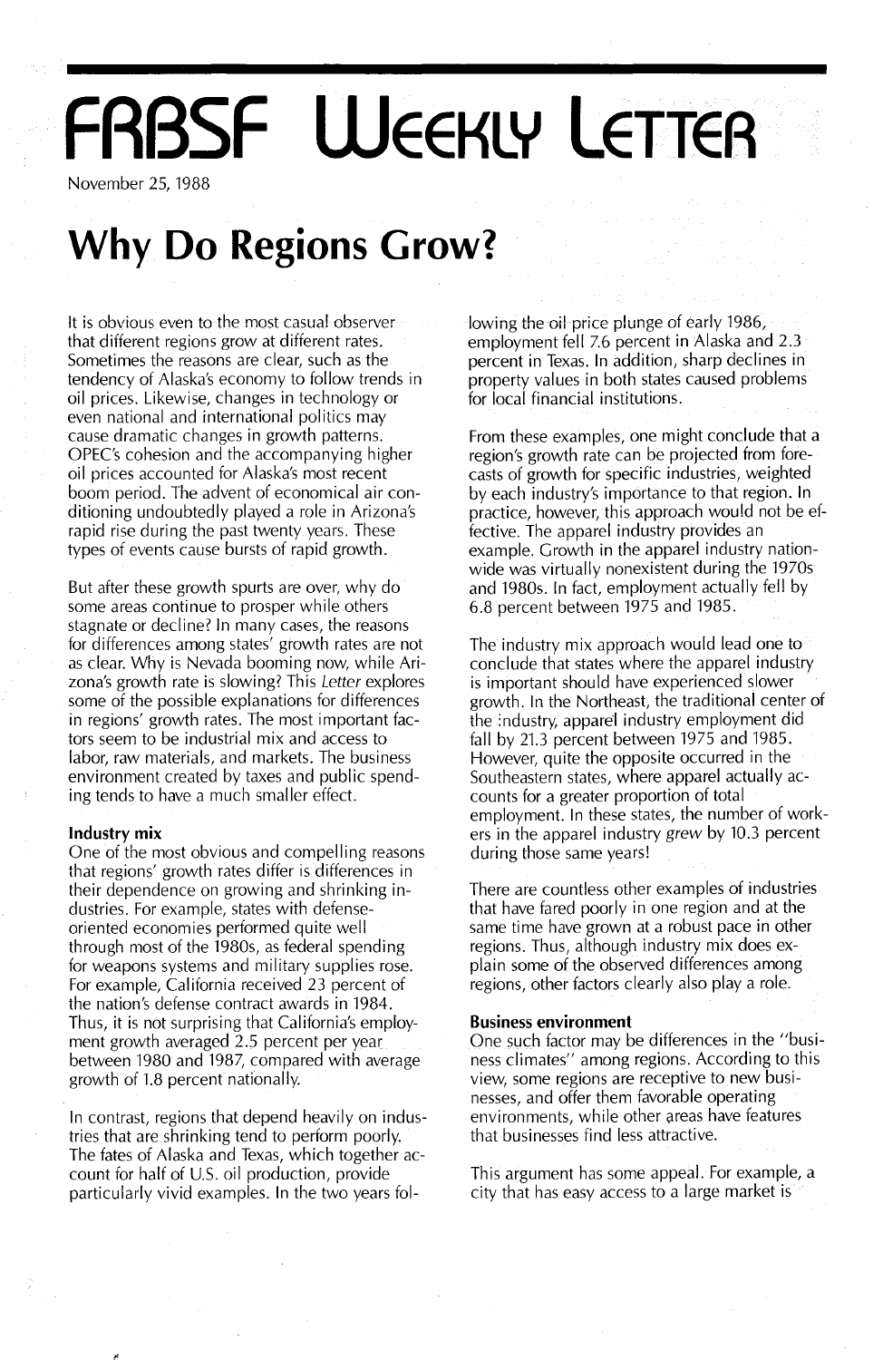# FRBSF Weekly Letter

November 25, 1988

## Why Do Regions Grow?

It is obvious even to the most casual observer that different regions grow at different rates. Sometimes the reasons are clear, such as the tendency of Alaska's economy to follow trends in oil prices. Likewise, changes in technology or even national and international politics may cause dramatic changes in growth patterns. OPEC's cohesion and the accompanying higher oil prices accounted for Alaska's most recent boom period. The advent of economical air conditioning undoubtedly played a role in Arizona's rapid rise during the past twenty years. These types of events cause bursts of rapid growth.

But after these growth spurts are over, why do some areas continue to prosper while others stagnate or decline? In many cases, the reasons for differences among states' growth rates are not as clear. Why is Nevada booming now, while Arizona's growth rate is slowing? This *Letter* explores some of the possible explanations for differences in regions' growth rates. The most important factors seem to be industrial mix and access to labor, raw materials, and markets. The business environment created by taxes and public spending tends to have a much smaller effect.

### Industry mix

One of the most obvious and compelling reasons that regions' growth rates differ is differences in their dependence on growing and shrinking industries. For example, states with defense-oriented economies performed quite well through most of the 1980s, as federal spending for weapons systems and military supplies rose. For example, California received 23 percent of the nation's defense contract awards in 1984. Thus, it is not surprising that California's employment growth averaged 2.5 percent per year between 1980 and 1987, compared with average growth of 1.8 percent nationally.

In contrast, regions that depend heavily on industries that are shrinking tend to perform poorly. The fates of Alaska and Texas, which together account for half of U.S. oil production, provide particularly vivid examples. In the two years following the oil price plunge of early 1986, employment fell 7.6 percent in Alaska and 2.3 percent in Texas. In addition, sharp declines in property values in both states caused problems for local financial institutions.

From these examples, one might conclude that a region's growth rate can be projected from forecasts of growth for specific industries, weighted by each industry's importance to that region. In practice, however, this approach would not be effective. The apparel industry provides an example. Growth in the apparel industry nationwide was virtually nonexistent during the 1970s and 1980s. In fact, employment actually fell by 6.8 percent between 1975 and 1985.

The industry mix approach would lead one to conclude that states where the apparel industry is important should have experienced slower growth. In the Northeast, the traditional center of the industry, apparel industry employment did fall by 21.3 percent between 1975 and 1985. However, quite the opposite occurred in the Southeastern states, where apparel actually accounts for a greater proportion of total employment. In these states, the number of workers in the apparel industry *grew* by 10.3 percent during those same years!

There are countless other examples of industries that have fared poorly in one region and at the same time have grown at a robust pace in other regions. Thus, although industry mix does explain some of the observed differences among regions, other factors clearly also play a role.

### Business environment

One such factor may be differences in the "business climates" among regions. According to this view, some regions are receptive to new businesses, and offer them favorable operating environments, while other areas have features that businesses find less attractive.

This argument has some appeal. For example, a city that has easy access to a large market is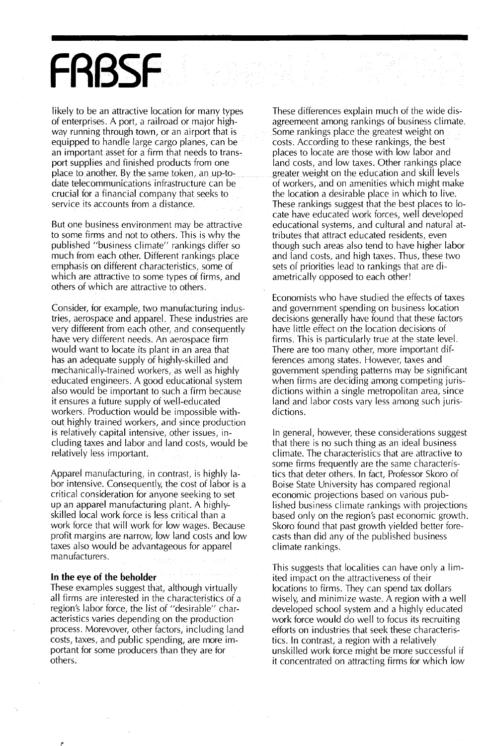likely to be an attractive location for many types of enterprises. A port, a railroad or major highway running through town, or an airport that is equipped to handle large cargo planes, can be an important asset for a firm that needs to transport supplies and finished products from one place to another. By the same token, an up-to-date telecommunications infrastructure can be crucial for a financial company that seeks to service its accounts from a distance.

But one business environment may be attractive to some firms and not to others. This is why the published "business climate" rankings differ so much from each other. Different rankings place emphasis on different characteristics, some of which are attractive to some types of firms, and others of which are attractive to others.

Consider, for example, two manufacturing industries, aerospace and apparel. These industries are very different from each other, and consequently have very different needs. An aerospace firm would want to locate its plant in an area that has an adequate supply of highly-skilled and mechanically-trained workers, as well as highly educated engineers. A good educational system also would be important to such a firm because it ensures a future supply of well-educated workers. Production would be impossible without highly trained workers, and since production is relatively capital intensive, other issues, including taxes and labor and land costs, would be relatively less important.

Apparel manufacturing, in contrast, is highly labor intensive. Consequently, the cost of labor is a critical consideration for anyone seeking to set up an apparel manufacturing plant. A highly-skilled local work force is less critical than a work force that will work for low wages. Because profit margins are narrow, low land costs and low taxes also would be advantageous for apparel manufacturers.

## In the eye of the beholder

These examples suggest that, although virtually all firms are interested in the characteristics of a region's labor force, the list of "desirable" characteristics varies depending on the production process. Moreover, other factors, including land costs, taxes, and public spending, are more important for some producers than they are for others.

These differences explain much of the wide disagreemeent among rankings of business climate. Some rankings place the greatest weight on costs. According to these rankings, the best places to locate are those with low labor and land costs, and low taxes. Other rankings place greater weight on the education and skill levels of workers, and on amenities which might make the location a desirable place in which to live. These rankings suggest that the best places to locate have educated work forces, well developed educational systems, and cultural and natural attributes that attract educated residents, even though such areas also tend to have higher labor and land costs, and high taxes. Thus, these two sets of priorities lead to rankings that are diametrically opposed to each other!

Economists who have studied the effects of taxes and government spending on business location decisions generally have found that these factors have little effect on the location decisions of firms. This is particularly true at the state level. There are too many other, more important differences among states. However, taxes and government spending patterns may be significant when firms are deciding among competing jurisdictions within a single metropolitan area, since land and labor costs vary less among such jurisdictions.

In general, however, these considerations suggest that there is no such thing as an ideal business climate. The characteristics that are attractive to some firms frequently are the same characteristics that deter others. In fact, Professor Skoro of Boise State University has compared regional economic projections based on various published business climate rankings with projections based only on the region's past economic growth. Skoro found that past growth yielded better forecasts than did any of the published business climate rankings.

This suggests that localities can have only a limited impact on the attractiveness of their locations to firms. They can spend tax dollars wisely, and minimize waste. A region with a well developed school system and a highly educated work force would do well to focus its recruiting efforts on industries that seek these characteristics. In contrast, a region with a relatively unskilled work force might be more successful if it concentrated on attracting firms for which low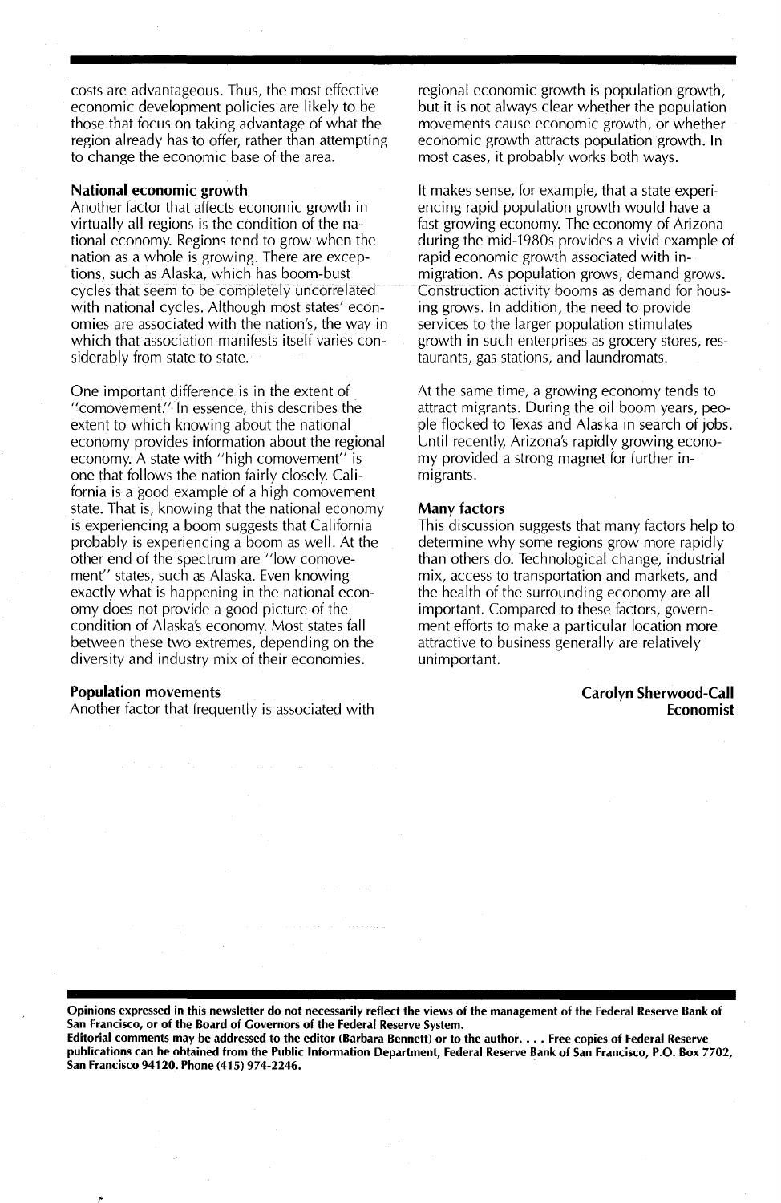costs are advantageous. Thus, the most effective economic development policies are likely to be those that focus on taking advantage of what the region already has to offer, rather than attempting to change the economic base of the area.

**National economic growth**

Another factor that affects economic growth in virtually all regions is the condition of the national economy. Regions tend to grow when the nation as a whole is growing. There are exceptions, such as Alaska, which has boom-bust cycles that seem to be completely uncorrelated with national cycles. Although most states' economies are associated with the nation's, the way in which that association manifests itself varies considerably from state to state.

One important difference is in the extent of "comovement." In essence, this describes the extent to which knowing about the national economy provides information about the regional economy. A state with "high comovement" is one that follows the nation fairly closely. California is a good example of a high comovement state. That is, knowing that the national economy is experiencing a boom suggests that California probably is experiencing a boom as well. At the other end of the spectrum are "low comovement" states, such as Alaska. Even knowing exactly what is happening in the national economy does not provide a good picture of the condition of Alaska's economy. Most states fall between these two extremes, depending on the diversity and industry mix of their economies.

**Population movements**

Another factor that frequently is associated with regional economic growth is population growth, but it is not always clear whether the population movements cause economic growth, or whether economic growth attracts population growth. In most cases, it probably works both ways.

It makes sense, for example, that a state experiencing rapid population growth would have a fast-growing economy. The economy of Arizona during the mid-1980s provides a vivid example of rapid economic growth associated with in-migration. As population grows, demand grows. Construction activity booms as demand for housing grows. In addition, the need to provide services to the larger population stimulates growth in such enterprises as grocery stores, restaurants, gas stations, and laundromats.

At the same time, a growing economy tends to attract migrants. During the oil boom years, people flocked to Texas and Alaska in search of jobs. Until recently, Arizona's rapidly growing economy provided a strong magnet for further in-migrants.

**Many factors**

This discussion suggests that many factors help to determine why some regions grow more rapidly than others do. Technological change, industrial mix, access to transportation and markets, and the health of the surrounding economy are all important. Compared to these factors, government efforts to make a particular location more attractive to business generally are relatively unimportant.

**Carolyn Sherwood-Call**
**Economist**

**Opinions expressed in this newsletter do not necessarily reflect the views of the management of the Federal Reserve Bank of San Francisco, or of the Board of Governors of the Federal Reserve System.**
**Editorial comments may be addressed to the editor (Barbara Bennett) or to the author. . . . Free copies of Federal Reserve publications can be obtained from the Public Information Department, Federal Reserve Bank of San Francisco, P.O. Box 7702, San Francisco 94120. Phone (415) 974-2246.**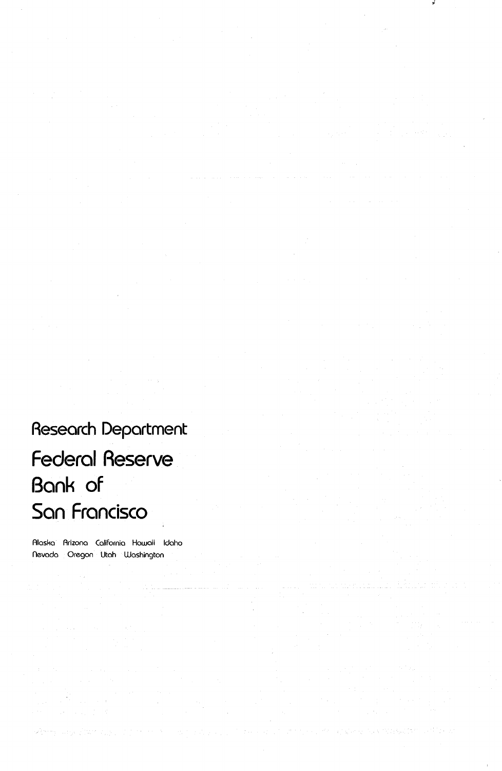Research Department

# Federal Reserve Bank of San Francisco

Alaska Arizona California Hawaii Idaho
Nevada Oregon Utah Washington